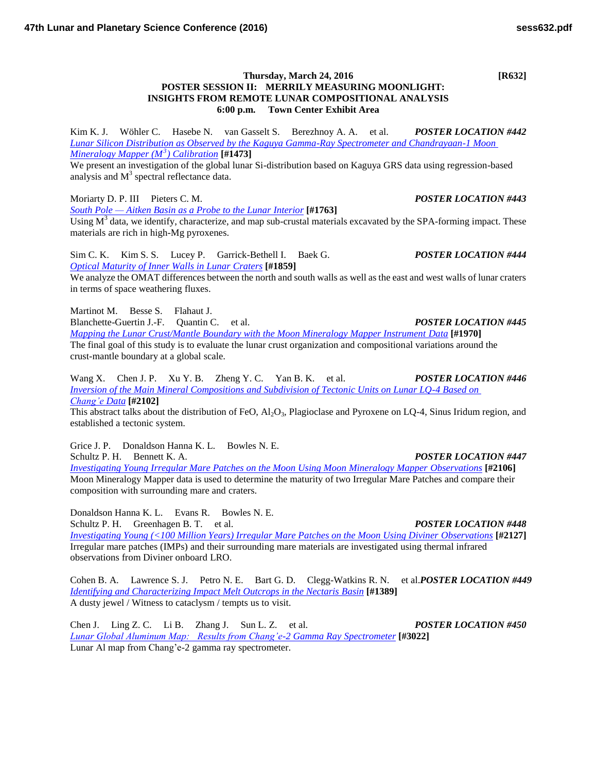**Thursday, March 24, 2016 [R632]**

## POSTER SESSION II: MERRILY MEASURING MOONLIGHT: INSIGHTS FROM REMOTE LUNAR COMPOSITIONAL ANALYSIS

**6:00 p.m. Town Center Exhibit Area**

Kim K. J. Wöhler C. Hasebe N. van Gasselt S. Berezhnoy A. A. et al. ***POSTER LOCATION #442***
*Lunar Silicon Distribution as Observed by the Kaguya Gamma-Ray Spectrometer and Chandrayaan-1 Moon Mineralogy Mapper ($M^3$) Calibration* **[#1473]**
We present an investigation of the global lunar Si-distribution based on Kaguya GRS data using regression-based analysis and $M^3$ spectral reflectance data.

Moriarty D. P. III Pieters C. M. ***POSTER LOCATION #443***
*South Pole — Aitken Basin as a Probe to the Lunar Interior* **[#1763]**
Using $M^3$ data, we identify, characterize, and map sub-crustal materials excavated by the SPA-forming impact. These materials are rich in high-Mg pyroxenes.

Sim C. K. Kim S. S. Lucey P. Garrick-Bethell I. Baek G. ***POSTER LOCATION #444***
*Optical Maturity of Inner Walls in Lunar Craters* **[#1859]**
We analyze the OMAT differences between the north and south walls as well as the east and west walls of lunar craters in terms of space weathering fluxes.

Martinot M. Besse S. Flahaut J.
Blanchette-Guertin J.-F. Quantin C. et al. ***POSTER LOCATION #445***
*Mapping the Lunar Crust/Mantle Boundary with the Moon Mineralogy Mapper Instrument Data* **[#1970]**
The final goal of this study is to evaluate the lunar crust organization and compositional variations around the crust-mantle boundary at a global scale.

Wang X. Chen J. P. Xu Y. B. Zheng Y. C. Yan B. K. et al. ***POSTER LOCATION #446***
*Inversion of the Main Mineral Compositions and Subdivision of Tectonic Units on Lunar LQ-4 Based on Chang'e Data* **[#2102]**
This abstract talks about the distribution of FeO, $Al_2O_3$, Plagioclase and Pyroxene on LQ-4, Sinus Iridum region, and established a tectonic system.

Grice J. P. Donaldson Hanna K. L. Bowles N. E.
Schultz P. H. Bennett K. A. ***POSTER LOCATION #447***
*Investigating Young Irregular Mare Patches on the Moon Using Moon Mineralogy Mapper Observations* **[#2106]**
Moon Mineralogy Mapper data is used to determine the maturity of two Irregular Mare Patches and compare their composition with surrounding mare and craters.

Donaldson Hanna K. L. Evans R. Bowles N. E.
Schultz P. H. Greenhagen B. T. et al. ***POSTER LOCATION #448***
*Investigating Young (<100 Million Years) Irregular Mare Patches on the Moon Using Diviner Observations* **[#2127]**
Irregular mare patches (IMPs) and their surrounding mare materials are investigated using thermal infrared observations from Diviner onboard LRO.

Cohen B. A. Lawrence S. J. Petro N. E. Bart G. D. Clegg-Watkins R. N. et al. ***POSTER LOCATION #449***
*Identifying and Characterizing Impact Melt Outcrops in the Nectaris Basin* **[#1389]**
A dusty jewel / Witness to cataclysm / tempts us to visit.

Chen J. Ling Z. C. Li B. Zhang J. Sun L. Z. et al. ***POSTER LOCATION #450***
*Lunar Global Aluminum Map: Results from Chang'e-2 Gamma Ray Spectrometer* **[#3022]**
Lunar Al map from Chang'e-2 gamma ray spectrometer.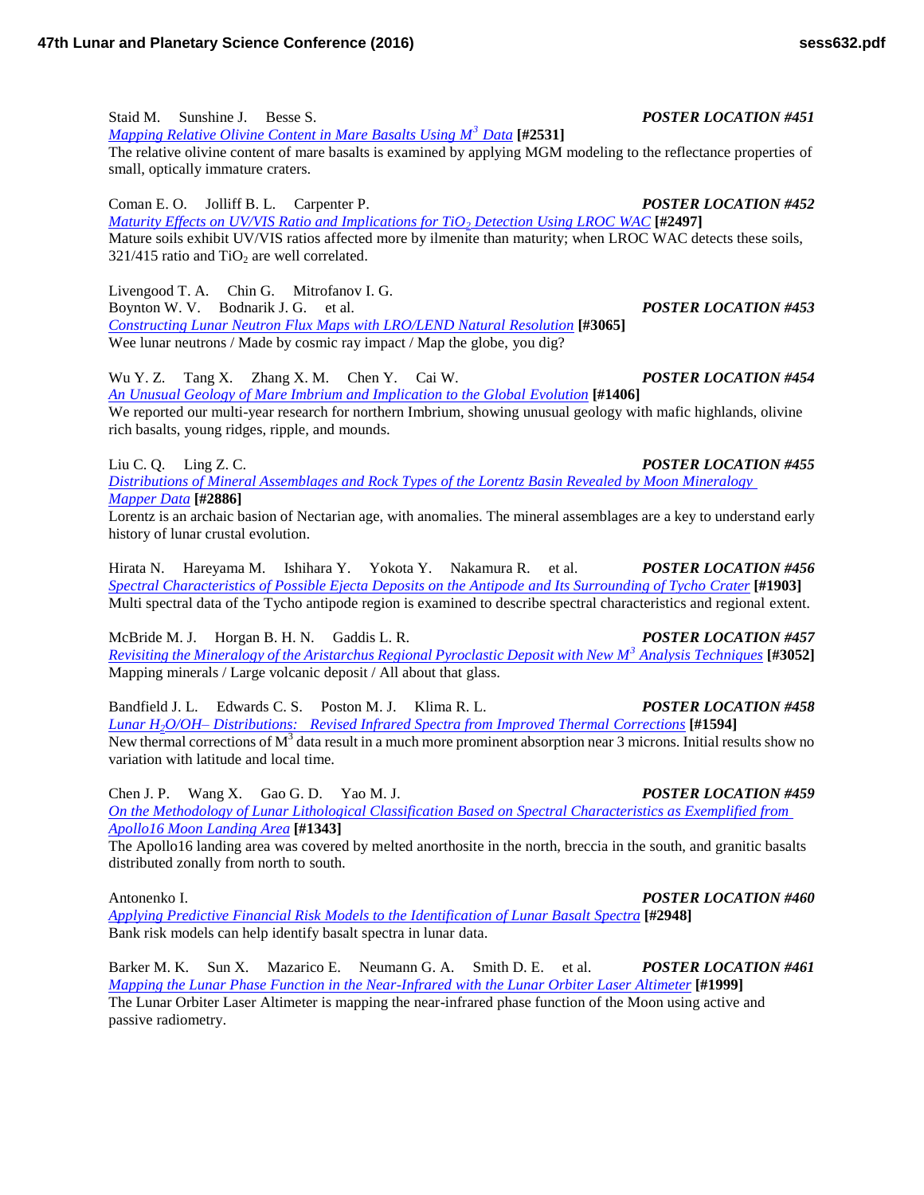Staid M. Sunshine J. Besse S. ***POSTER LOCATION #451***
[Mapping Relative Olivine Content in Mare Basalts Using $M^3$ Data] **[#2531]**
The relative olivine content of mare basalts is examined by applying MGM modeling to the reflectance properties of small, optically immature craters.

Coman E. O. Jolliff B. L. Carpenter P. ***POSTER LOCATION #452***
[Maturity Effects on UV/VIS Ratio and Implications for $TiO_2$ Detection Using LROC WAC] **[#2497]**
Mature soils exhibit UV/VIS ratios affected more by ilmenite than maturity; when LROC WAC detects these soils, 321/415 ratio and $TiO_2$ are well correlated.

Livengood T. A. Chin G. Mitrofanov I. G.
Boynton W. V. Bodnarik J. G. et al. ***POSTER LOCATION #453***
[Constructing Lunar Neutron Flux Maps with LRO/LEND Natural Resolution] **[#3065]**
Wee lunar neutrons / Made by cosmic ray impact / Map the globe, you dig?

Wu Y. Z. Tang X. Zhang X. M. Chen Y. Cai W. ***POSTER LOCATION #454***
[An Unusual Geology of Mare Imbrium and Implication to the Global Evolution] **[#1406]**
We reported our multi-year research for northern Imbrium, showing unusual geology with mafic highlands, olivine rich basalts, young ridges, ripple, and mounds.

Liu C. Q. Ling Z. C. ***POSTER LOCATION #455***
[Distributions of Mineral Assemblages and Rock Types of the Lorentz Basin Revealed by Moon Mineralogy Mapper Data] **[#2886]**
Lorentz is an archaic basion of Nectarian age, with anomalies. The mineral assemblages are a key to understand early history of lunar crustal evolution.

Hirata N. Hareyama M. Ishihara Y. Yokota Y. Nakamura R. et al. ***POSTER LOCATION #456***
[Spectral Characteristics of Possible Ejecta Deposits on the Antipode and Its Surrounding of Tycho Crater] **[#1903]**
Multi spectral data of the Tycho antipode region is examined to describe spectral characteristics and regional extent.

McBride M. J. Horgan B. H. N. Gaddis L. R. ***POSTER LOCATION #457***
[Revisiting the Mineralogy of the Aristarchus Regional Pyroclastic Deposit with New $M^3$ Analysis Techniques] **[#3052]**
Mapping minerals / Large volcanic deposit / All about that glass.

Bandfield J. L. Edwards C. S. Poston M. J. Klima R. L. ***POSTER LOCATION #458***
[Lunar $H_2O$/OH– Distributions: Revised Infrared Spectra from Improved Thermal Corrections] **[#1594]**
New thermal corrections of $M^3$ data result in a much more prominent absorption near 3 microns. Initial results show no variation with latitude and local time.

Chen J. P. Wang X. Gao G. D. Yao M. J. ***POSTER LOCATION #459***
[On the Methodology of Lunar Lithological Classification Based on Spectral Characteristics as Exemplified from Apollo16 Moon Landing Area] **[#1343]**
The Apollo16 landing area was covered by melted anorthosite in the north, breccia in the south, and granitic basalts distributed zonally from north to south.

Antonenko I. ***POSTER LOCATION #460***
[Applying Predictive Financial Risk Models to the Identification of Lunar Basalt Spectra] **[#2948]**
Bank risk models can help identify basalt spectra in lunar data.

Barker M. K. Sun X. Mazarico E. Neumann G. A. Smith D. E. et al. ***POSTER LOCATION #461***
[Mapping the Lunar Phase Function in the Near-Infrared with the Lunar Orbiter Laser Altimeter] **[#1999]**
The Lunar Orbiter Laser Altimeter is mapping the near-infrared phase function of the Moon using active and passive radiometry.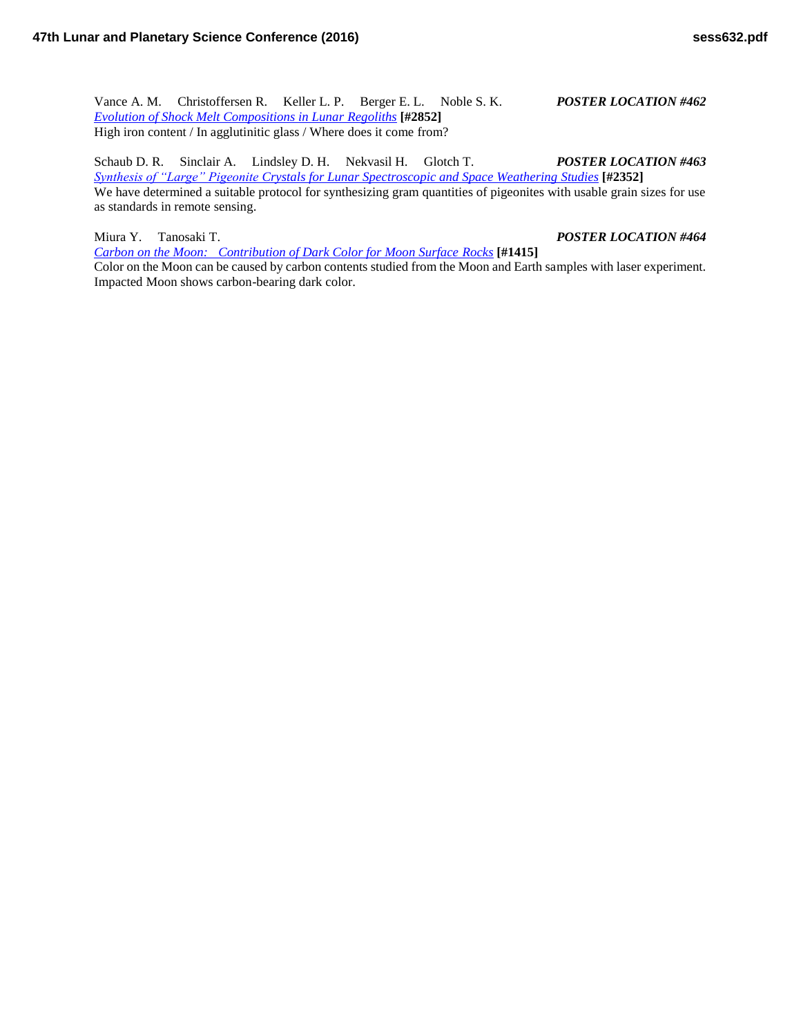Vance A. M. Christoffersen R. Keller L. P. Berger E. L. Noble S. K. ***POSTER LOCATION #462***
*Evolution of Shock Melt Compositions in Lunar Regoliths* **[#2852]**
High iron content / In agglutinitic glass / Where does it come from?

Schaub D. R. Sinclair A. Lindsley D. H. Nekvasil H. Glotch T. ***POSTER LOCATION #463***
*Synthesis of "Large" Pigeonite Crystals for Lunar Spectroscopic and Space Weathering Studies* **[#2352]**
We have determined a suitable protocol for synthesizing gram quantities of pigeonites with usable grain sizes for use as standards in remote sensing.

Miura Y. Tanosaki T. ***POSTER LOCATION #464***
*Carbon on the Moon: Contribution of Dark Color for Moon Surface Rocks* **[#1415]**
Color on the Moon can be caused by carbon contents studied from the Moon and Earth samples with laser experiment. Impacted Moon shows carbon-bearing dark color.